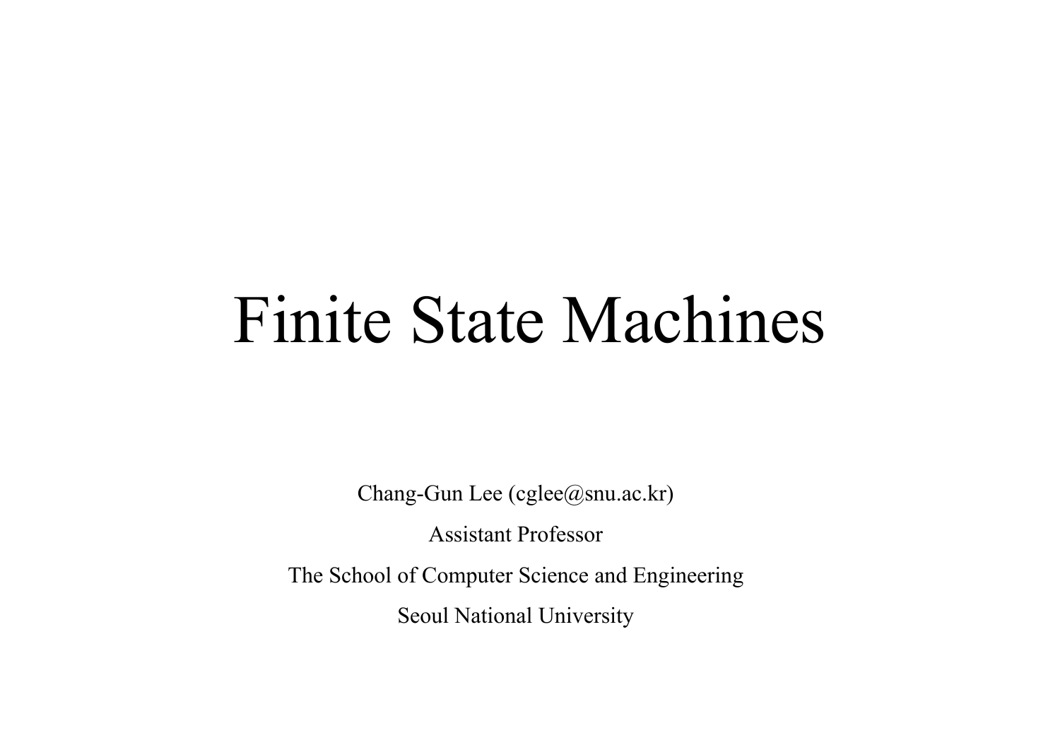# Finite State Machines

Chang-Gun Lee (cglee@snu.ac.kr)

Assistant Professor

The School of Computer Science and Engineering

Seoul National University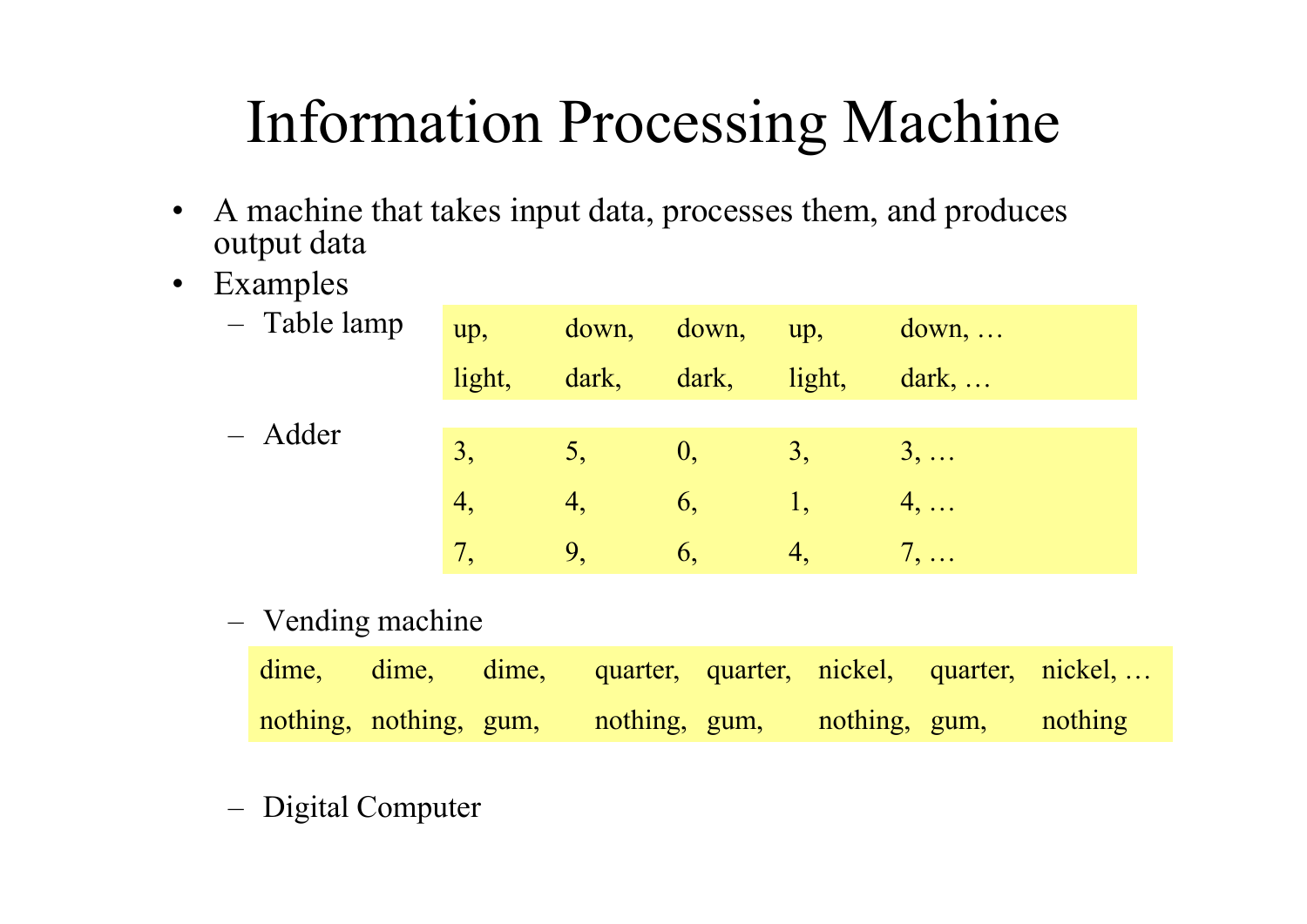# Information Processing Machine

- A machine that takes input data, processes them, and produces output data
- Examples
  - Table lamp

| up, | down, | down, | up, | down, … |
|---|---|---|---|---|
| light, | dark, | dark, | light, | dark, … |

  - Adder

| 3, | 5, | 0, | 3, | 3, … |
|---|---|---|---|---|
| 4, | 4, | 6, | 1, | 4, … |
| 7, | 9, | 6, | 4, | 7, … |

  - Vending machine

| dime, | dime, | dime, | quarter, | quarter, | nickel, | quarter, | nickel, … |
|---|---|---|---|---|---|---|---|
| nothing, | nothing, | gum, | nothing, | gum, | nothing, | gum, | nothing |

  - Digital Computer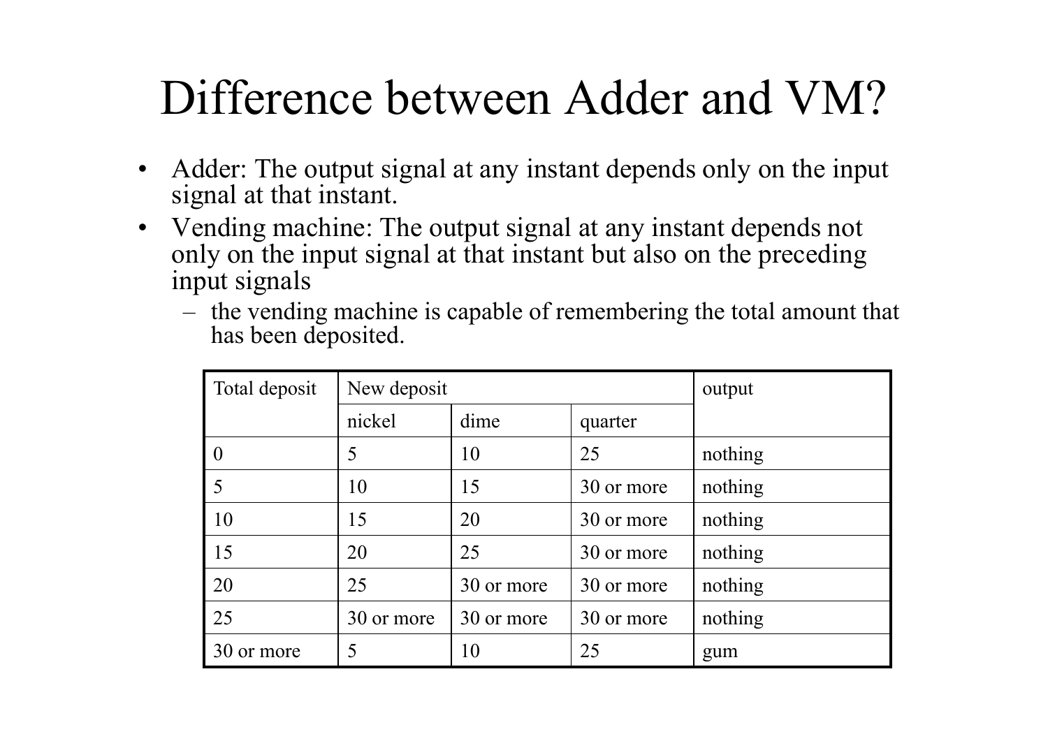# Difference between Adder and VM?

- Adder: The output signal at any instant depends only on the input signal at that instant.
- Vending machine: The output signal at any instant depends not only on the input signal at that instant but also on the preceding input signals
  - the vending machine is capable of remembering the total amount that has been deposited.

| Total deposit | New deposit | | | output |
|---|---|---|---|---|
| | nickel | dime | quarter | |
| 0 | 5 | 10 | 25 | nothing |
| 5 | 10 | 15 | 30 or more | nothing |
| 10 | 15 | 20 | 30 or more | nothing |
| 15 | 20 | 25 | 30 or more | nothing |
| 20 | 25 | 30 or more | 30 or more | nothing |
| 25 | 30 or more | 30 or more | 30 or more | nothing |
| 30 or more | 5 | 10 | 25 | gum |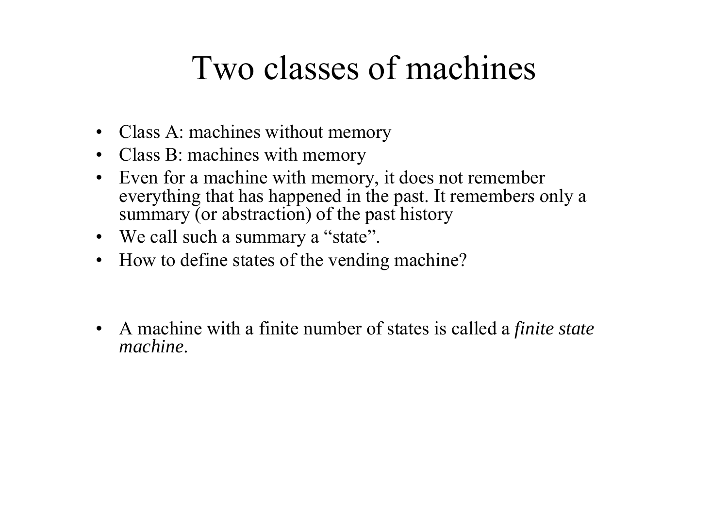# Two classes of machines

- Class A: machines without memory
- Class B: machines with memory
- Even for a machine with memory, it does not remember everything that has happened in the past. It remembers only a summary (or abstraction) of the past history
- We call such a summary a "state".
- How to define states of the vending machine?

- A machine with a finite number of states is called a *finite state machine*.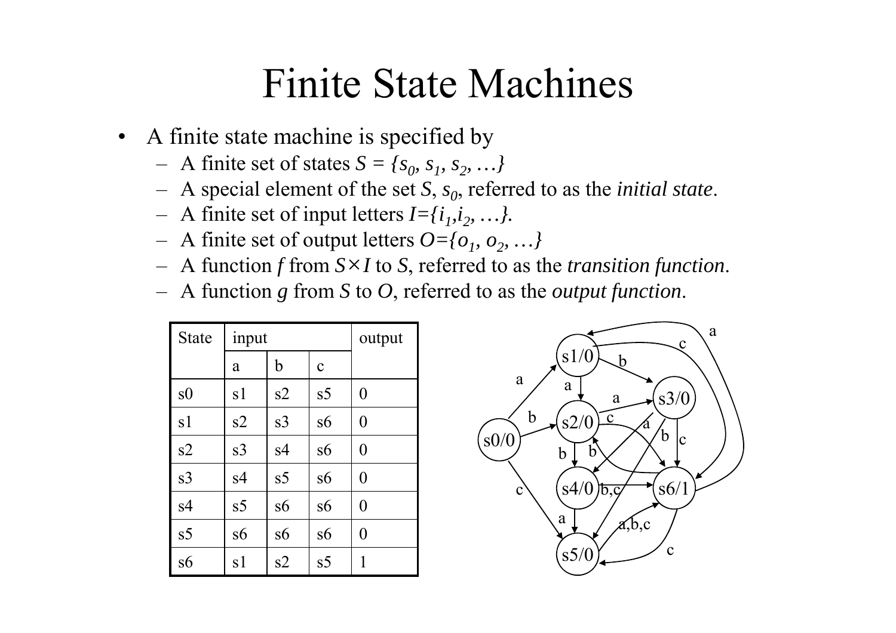# Finite State Machines

- A finite state machine is specified by
  - A finite set of states $S = \{s_0, s_1, s_2, \ldots\}$
  - A special element of the set $S$, $s_0$, referred to as the *initial state*.
  - A finite set of input letters $I=\{i_1, i_2, \ldots\}$.
  - A finite set of output letters $O=\{o_1, o_2, \ldots\}$
  - A function $f$ from $S \times I$ to $S$, referred to as the *transition function*.
  - A function $g$ from $S$ to $O$, referred to as the *output function*.

| State | input | | | output |
|---|---|---|---|---|
| | a | b | c | |
| s0 | s1 | s2 | s5 | 0 |
| s1 | s2 | s3 | s6 | 0 |
| s2 | s3 | s4 | s6 | 0 |
| s3 | s4 | s5 | s6 | 0 |
| s4 | s5 | s6 | s6 | 0 |
| s5 | s6 | s6 | s6 | 0 |
| s6 | s1 | s2 | s5 | 1 |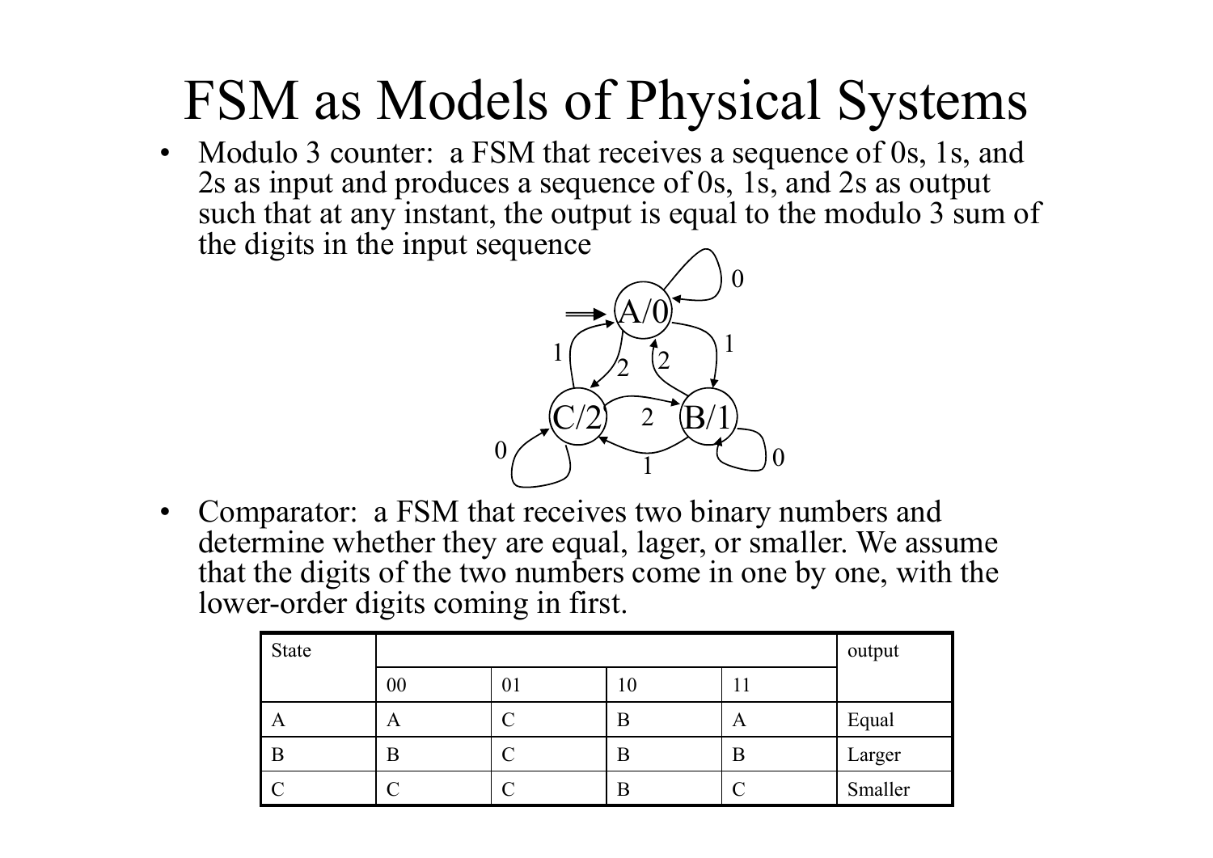# FSM as Models of Physical Systems

- Modulo 3 counter: a FSM that receives a sequence of 0s, 1s, and 2s as input and produces a sequence of 0s, 1s, and 2s as output such that at any instant, the output is equal to the modulo 3 sum of the digits in the input sequence

- Comparator: a FSM that receives two binary numbers and determine whether they are equal, lager, or smaller. We assume that the digits of the two numbers come in one by one, with the lower-order digits coming in first.

| State | | | | | output |
|---|---|---|---|---|---|
| | 00 | 01 | 10 | 11 | |
| A | A | C | B | A | Equal |
| B | B | C | B | B | Larger |
| C | C | C | B | C | Smaller |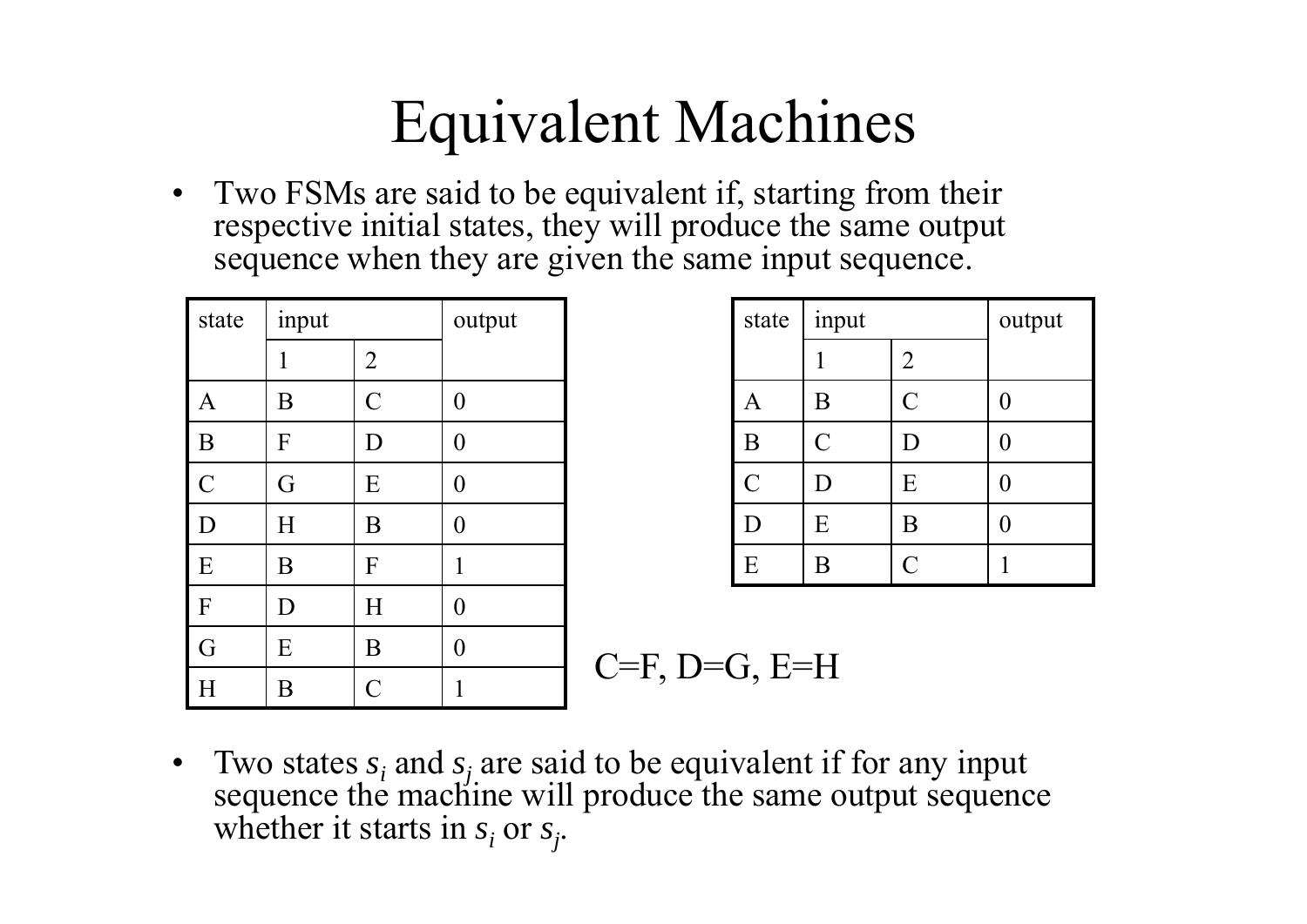# Equivalent Machines

- Two FSMs are said to be equivalent if, starting from their respective initial states, they will produce the same output sequence when they are given the same input sequence.

| state | input | | output |
|---|---|---|---|
| | 1 | 2 | |
| A | B | C | 0 |
| B | F | D | 0 |
| C | G | E | 0 |
| D | H | B | 0 |
| E | B | F | 1 |
| F | D | H | 0 |
| G | E | B | 0 |
| H | B | C | 1 |

| state | input | | output |
|---|---|---|---|
| | 1 | 2 | |
| A | B | C | 0 |
| B | C | D | 0 |
| C | D | E | 0 |
| D | E | B | 0 |
| E | B | C | 1 |

C=F, D=G, E=H

- Two states $s_i$ and $s_j$ are said to be equivalent if for any input sequence the machine will produce the same output sequence whether it starts in $s_i$ or $s_j$.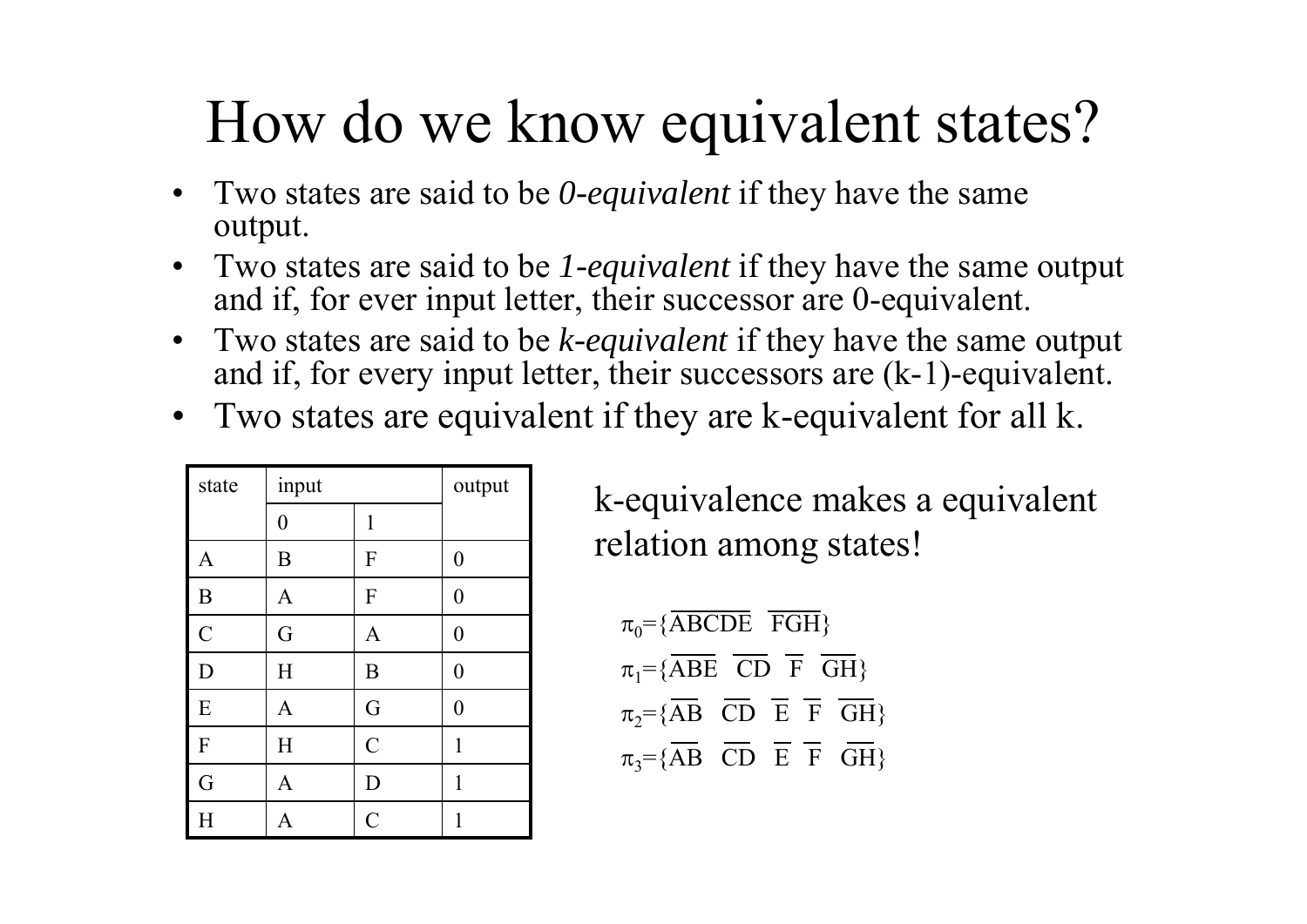# How do we know equivalent states?

- Two states are said to be *0-equivalent* if they have the same output.
- Two states are said to be *1-equivalent* if they have the same output and if, for ever input letter, their successor are 0-equivalent.
- Two states are said to be *k-equivalent* if they have the same output and if, for every input letter, their successors are (k-1)-equivalent.
- Two states are equivalent if they are k-equivalent for all k.

| state | input | | output |
|---|---|---|---|
| | 0 | 1 | |
| A | B | F | 0 |
| B | A | F | 0 |
| C | G | A | 0 |
| D | H | B | 0 |
| E | A | G | 0 |
| F | H | C | 1 |
| G | A | D | 1 |
| H | A | C | 1 |

k-equivalence makes a equivalent relation among states!

$\pi_0=\{\overline{ABCDE}\ \ \overline{FGH}\}$

$\pi_1=\{\overline{ABE}\ \ \overline{CD}\ \ \overline{F}\ \ \overline{GH}\}$

$\pi_2=\{\overline{AB}\ \ \overline{CD}\ \ \overline{E}\ \ \overline{F}\ \ \overline{GH}\}$

$\pi_3=\{\overline{AB}\ \ \overline{CD}\ \ \overline{E}\ \ \overline{F}\ \ \overline{GH}\}$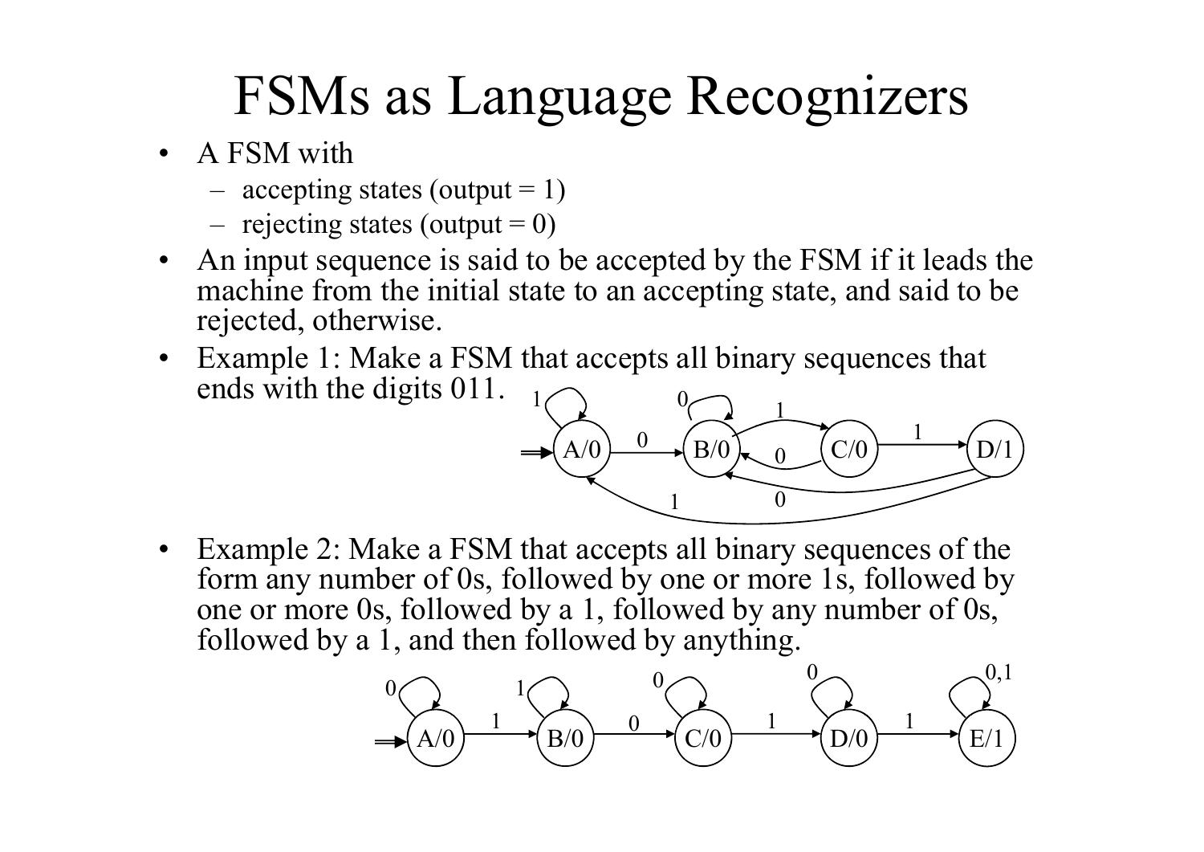# FSMs as Language Recognizers

- A FSM with
  - accepting states (output = 1)
  - rejecting states (output = 0)
- An input sequence is said to be accepted by the FSM if it leads the machine from the initial state to an accepting state, and said to be rejected, otherwise.
- Example 1: Make a FSM that accepts all binary sequences that ends with the digits 011.
- Example 2: Make a FSM that accepts all binary sequences of the form any number of 0s, followed by one or more 1s, followed by one or more 0s, followed by a 1, followed by any number of 0s, followed by a 1, and then followed by anything.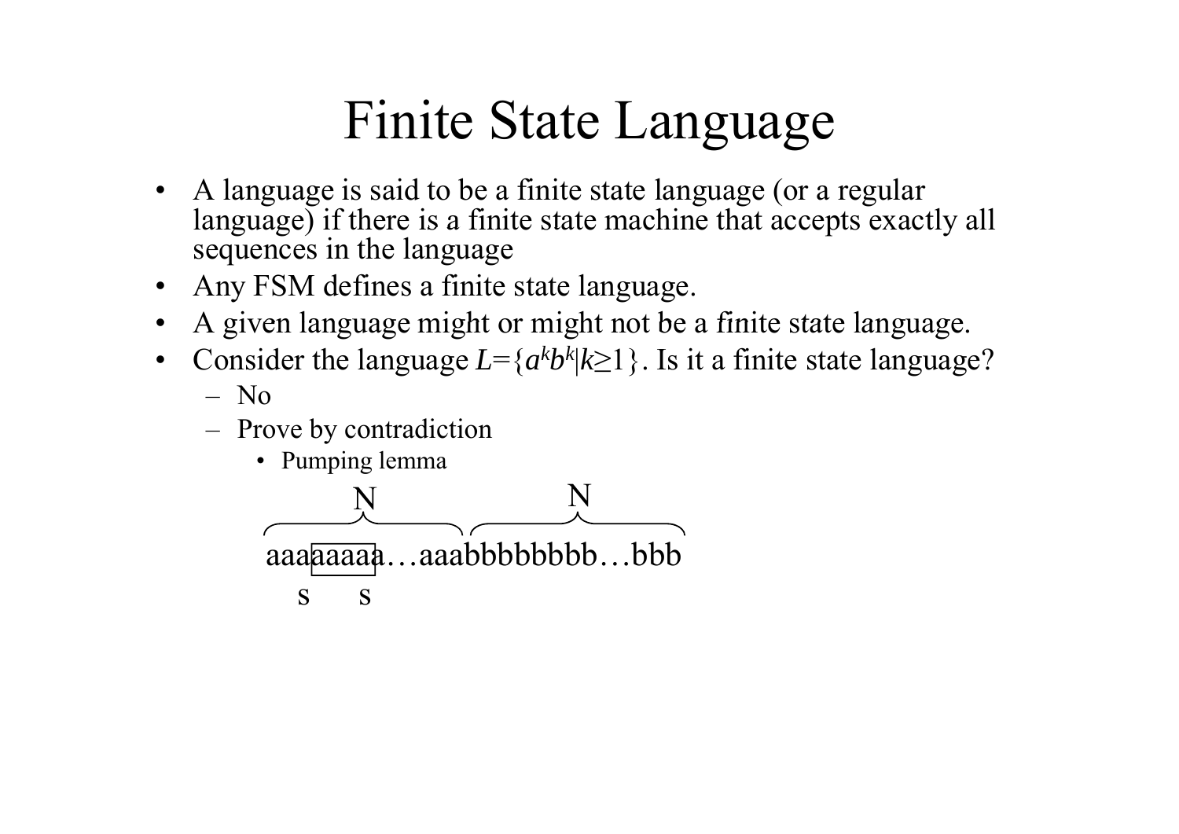# Finite State Language

- A language is said to be a finite state language (or a regular language) if there is a finite state machine that accepts exactly all sequences in the language
- Any FSM defines a finite state language.
- A given language might or might not be a finite state language.
- Consider the language $L=\{a^k b^k | k \geq 1\}$. Is it a finite state language?
  - No
  - Prove by contradiction
    - Pumping lemma

$$\overbrace{\text{aaa}\boxed{\text{aaaa}}\text{a}\ldots\text{aaa}}^{N}\overbrace{\text{bbbbbbb}\ldots\text{bbb}}^{N}$$

s s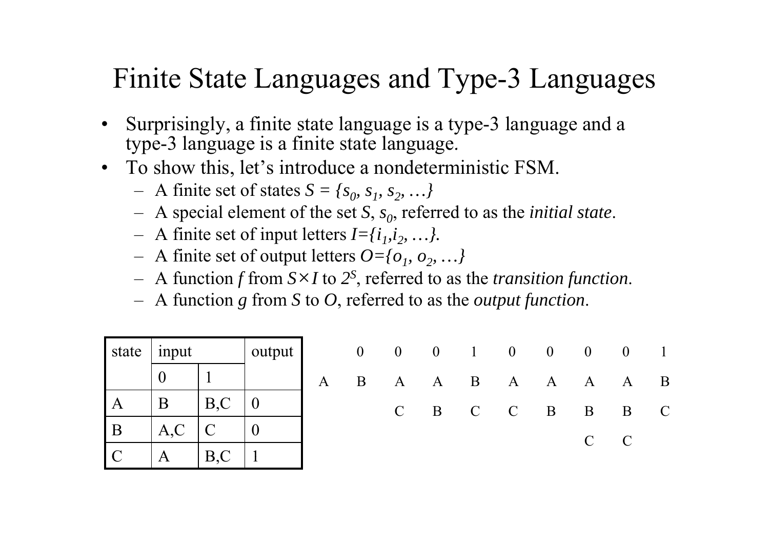# Finite State Languages and Type-3 Languages

- Surprisingly, a finite state language is a type-3 language and a type-3 language is a finite state language.
- To show this, let's introduce a nondeterministic FSM.
  - A finite set of states $S = \{s_0, s_1, s_2, \ldots\}$
  - A special element of the set $S$, $s_0$, referred to as the *initial state*.
  - A finite set of input letters $I=\{i_1,i_2, \ldots\}$.
  - A finite set of output letters $O=\{o_1, o_2, \ldots\}$
  - A function $f$ from $S \times I$ to $2^S$, referred to as the *transition function*.
  - A function $g$ from $S$ to $O$, referred to as the *output function*.

| state | input | | output |
|---|---|---|---|
| | 0 | 1 | |
| A | B | B,C | 0 |
| B | A,C | C | 0 |
| C | A | B,C | 1 |

| | 0 | 0 | 0 | 1 | 0 | 0 | 0 | 0 | 1 |
|---|---|---|---|---|---|---|---|---|---|
| A | B | A | A | B | A | A | A | A | B |
| | | C | B | C | C | B | B | B | C |
| | | | | | | | C | C | |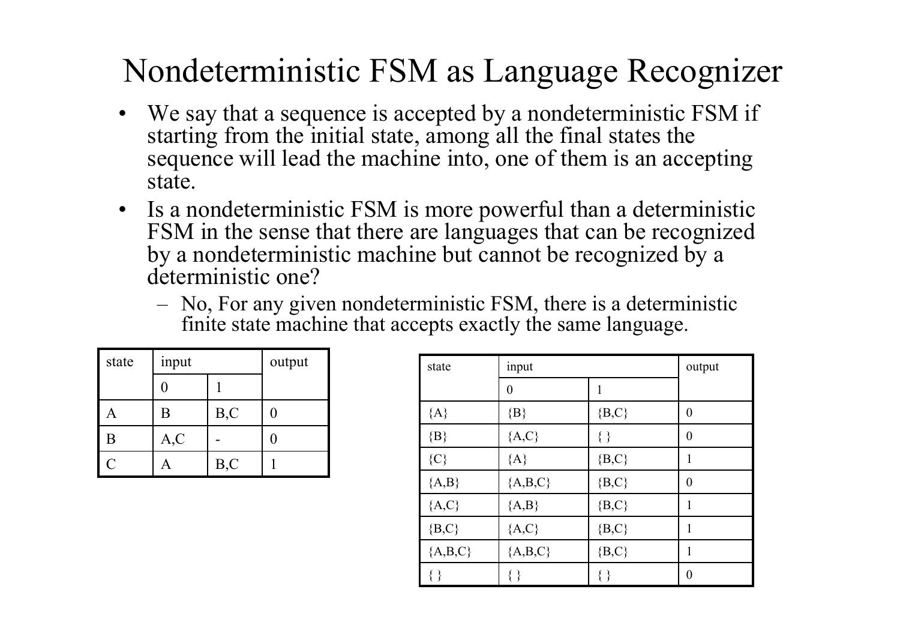# Nondeterministic FSM as Language Recognizer

- We say that a sequence is accepted by a nondeterministic FSM if starting from the initial state, among all the final states the sequence will lead the machine into, one of them is an accepting state.
- Is a nondeterministic FSM is more powerful than a deterministic FSM in the sense that there are languages that can be recognized by a nondeterministic machine but cannot be recognized by a deterministic one?
  - No, For any given nondeterministic FSM, there is a deterministic finite state machine that accepts exactly the same language.

| state | input | | output |
|---|---|---|---|
| | 0 | 1 | |
| A | B | B,C | 0 |
| B | A,C | - | 0 |
| C | A | B,C | 1 |

| state | input | | output |
|---|---|---|---|
| | 0 | 1 | |
| {A} | {B} | {B,C} | 0 |
| {B} | {A,C} | { } | 0 |
| {C} | {A} | {B,C} | 1 |
| {A,B} | {A,B,C} | {B,C} | 0 |
| {A,C} | {A,B} | {B,C} | 1 |
| {B,C} | {A,C} | {B,C} | 1 |
| {A,B,C} | {A,B,C} | {B,C} | 1 |
| { } | { } | { } | 0 |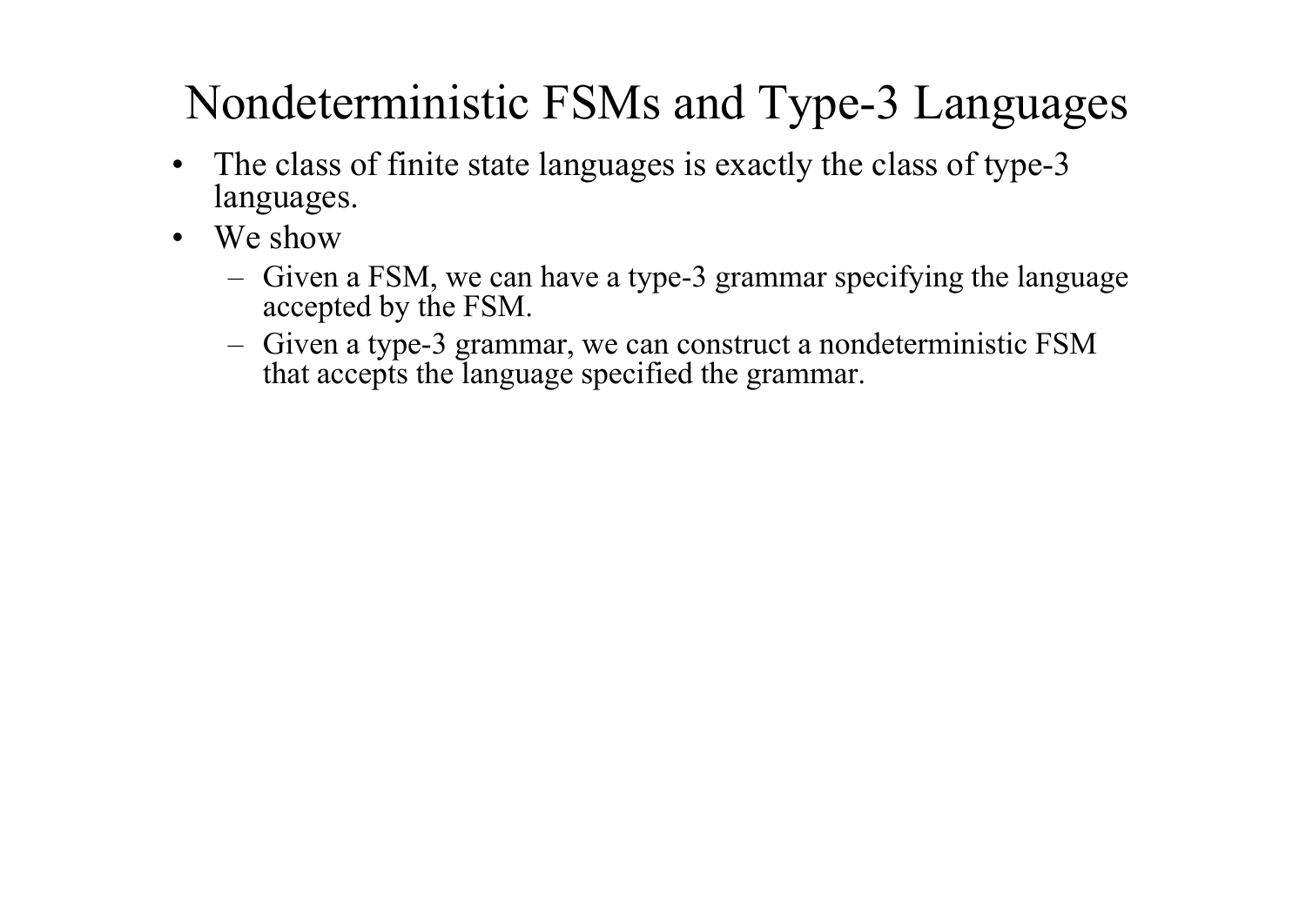# Nondeterministic FSMs and Type-3 Languages

- The class of finite state languages is exactly the class of type-3 languages.
- We show
  - Given a FSM, we can have a type-3 grammar specifying the language accepted by the FSM.
  - Given a type-3 grammar, we can construct a nondeterministic FSM that accepts the language specified the grammar.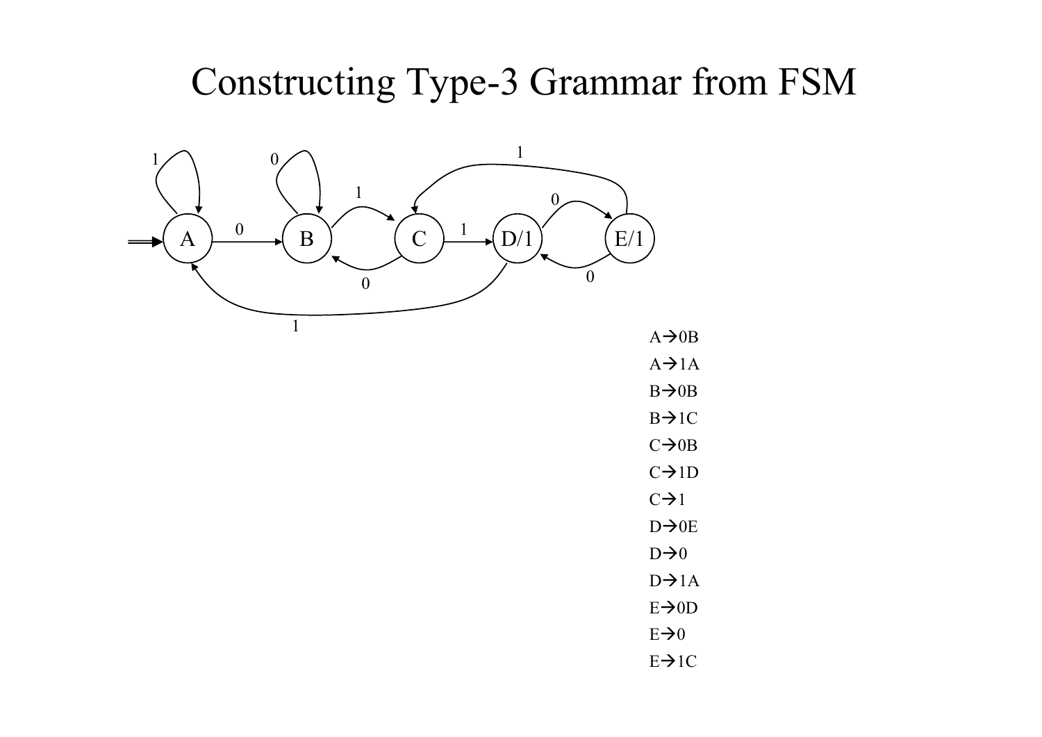# Constructing Type-3 Grammar from FSM

A→0B

A→1A

B→0B

B→1C

C→0B

C→1D

C→1

D→0E

D→0

D→1A

E→0D

E→0

E→1C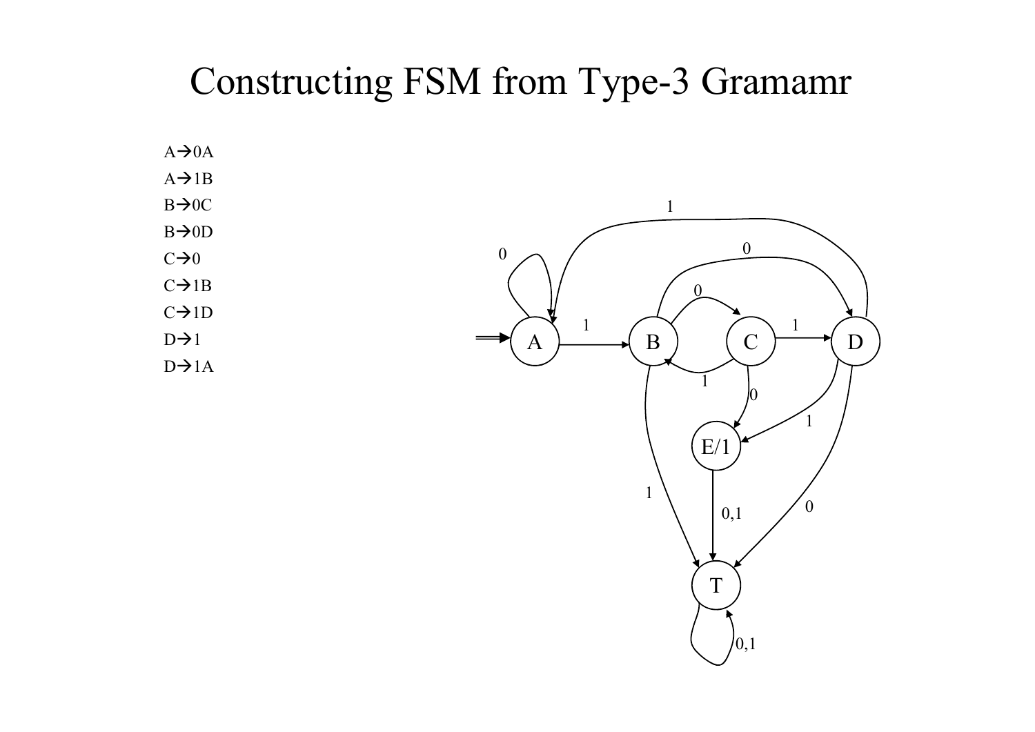# Constructing FSM from Type-3 Gramamr

A→0A
A→1B
B→0C
B→0D
C→0
C→1B
C→1D
D→1
D→1A

1
0
0
1
0
A
1
B
C
D
1
0
1
E/1
1
0,1
0
T
0,1